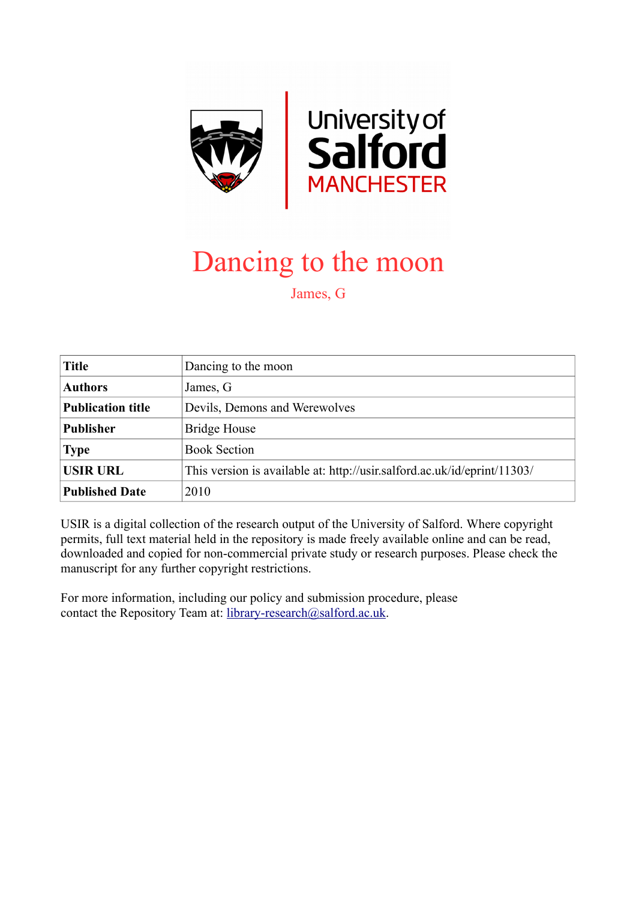# Dancing to the moon

James, G

| Title | Dancing to the moon |
|---|---|
| Authors | James, G |
| Publication title | Devils, Demons and Werewolves |
| Publisher | Bridge House |
| Type | Book Section |
| USIR URL | This version is available at: http://usir.salford.ac.uk/id/eprint/11303/ |
| Published Date | 2010 |

USIR is a digital collection of the research output of the University of Salford. Where copyright permits, full text material held in the repository is made freely available online and can be read, downloaded and copied for non-commercial private study or research purposes. Please check the manuscript for any further copyright restrictions.

For more information, including our policy and submission procedure, please contact the Repository Team at: library-research@salford.ac.uk.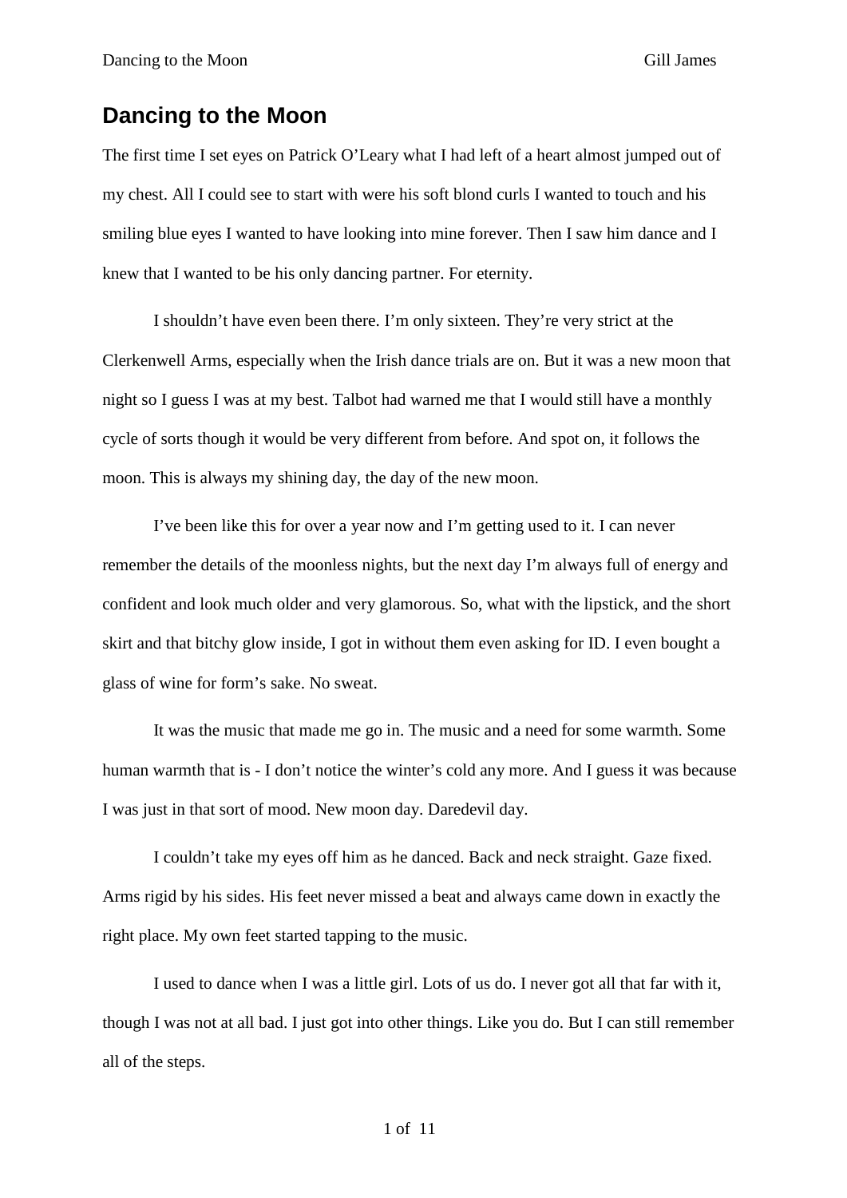# Dancing to the Moon

The first time I set eyes on Patrick O'Leary what I had left of a heart almost jumped out of my chest. All I could see to start with were his soft blond curls I wanted to touch and his smiling blue eyes I wanted to have looking into mine forever. Then I saw him dance and I knew that I wanted to be his only dancing partner. For eternity.

I shouldn't have even been there. I'm only sixteen. They're very strict at the Clerkenwell Arms, especially when the Irish dance trials are on. But it was a new moon that night so I guess I was at my best. Talbot had warned me that I would still have a monthly cycle of sorts though it would be very different from before. And spot on, it follows the moon. This is always my shining day, the day of the new moon.

I've been like this for over a year now and I'm getting used to it. I can never remember the details of the moonless nights, but the next day I'm always full of energy and confident and look much older and very glamorous. So, what with the lipstick, and the short skirt and that bitchy glow inside, I got in without them even asking for ID. I even bought a glass of wine for form's sake. No sweat.

It was the music that made me go in. The music and a need for some warmth. Some human warmth that is - I don't notice the winter's cold any more. And I guess it was because I was just in that sort of mood. New moon day. Daredevil day.

I couldn't take my eyes off him as he danced. Back and neck straight. Gaze fixed. Arms rigid by his sides. His feet never missed a beat and always came down in exactly the right place. My own feet started tapping to the music.

I used to dance when I was a little girl. Lots of us do. I never got all that far with it, though I was not at all bad. I just got into other things. Like you do. But I can still remember all of the steps.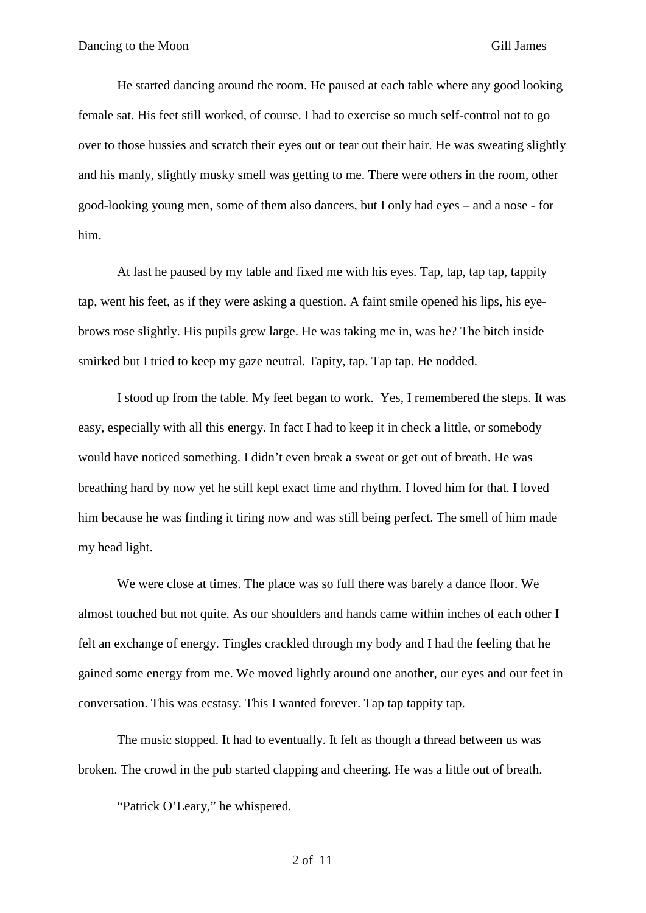He started dancing around the room. He paused at each table where any good looking female sat. His feet still worked, of course. I had to exercise so much self-control not to go over to those hussies and scratch their eyes out or tear out their hair. He was sweating slightly and his manly, slightly musky smell was getting to me. There were others in the room, other good-looking young men, some of them also dancers, but I only had eyes – and a nose - for him.

At last he paused by my table and fixed me with his eyes. Tap, tap, tap tap, tappity tap, went his feet, as if they were asking a question. A faint smile opened his lips, his eye-brows rose slightly. His pupils grew large. He was taking me in, was he? The bitch inside smirked but I tried to keep my gaze neutral. Tapity, tap. Tap tap. He nodded.

I stood up from the table. My feet began to work.  Yes, I remembered the steps. It was easy, especially with all this energy. In fact I had to keep it in check a little, or somebody would have noticed something. I didn't even break a sweat or get out of breath. He was breathing hard by now yet he still kept exact time and rhythm. I loved him for that. I loved him because he was finding it tiring now and was still being perfect. The smell of him made my head light.

We were close at times. The place was so full there was barely a dance floor. We almost touched but not quite. As our shoulders and hands came within inches of each other I felt an exchange of energy. Tingles crackled through my body and I had the feeling that he gained some energy from me. We moved lightly around one another, our eyes and our feet in conversation. This was ecstasy. This I wanted forever. Tap tap tappity tap.

The music stopped. It had to eventually. It felt as though a thread between us was broken. The crowd in the pub started clapping and cheering. He was a little out of breath.

"Patrick O'Leary," he whispered.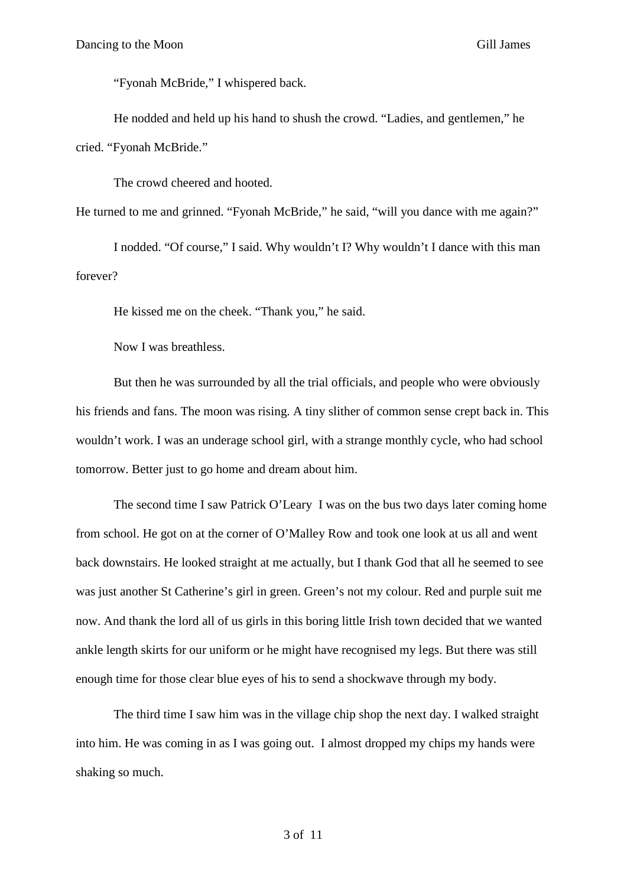"Fyonah McBride," I whispered back.

He nodded and held up his hand to shush the crowd. "Ladies, and gentlemen," he cried. "Fyonah McBride."

The crowd cheered and hooted.

He turned to me and grinned. "Fyonah McBride," he said, "will you dance with me again?"

I nodded. "Of course," I said. Why wouldn't I? Why wouldn't I dance with this man forever?

He kissed me on the cheek. "Thank you," he said.

Now I was breathless.

But then he was surrounded by all the trial officials, and people who were obviously his friends and fans. The moon was rising. A tiny slither of common sense crept back in. This wouldn't work. I was an underage school girl, with a strange monthly cycle, who had school tomorrow. Better just to go home and dream about him.

The second time I saw Patrick O'Leary  I was on the bus two days later coming home from school. He got on at the corner of O'Malley Row and took one look at us all and went back downstairs. He looked straight at me actually, but I thank God that all he seemed to see was just another St Catherine's girl in green. Green's not my colour. Red and purple suit me now. And thank the lord all of us girls in this boring little Irish town decided that we wanted ankle length skirts for our uniform or he might have recognised my legs. But there was still enough time for those clear blue eyes of his to send a shockwave through my body.

The third time I saw him was in the village chip shop the next day. I walked straight into him. He was coming in as I was going out.  I almost dropped my chips my hands were shaking so much.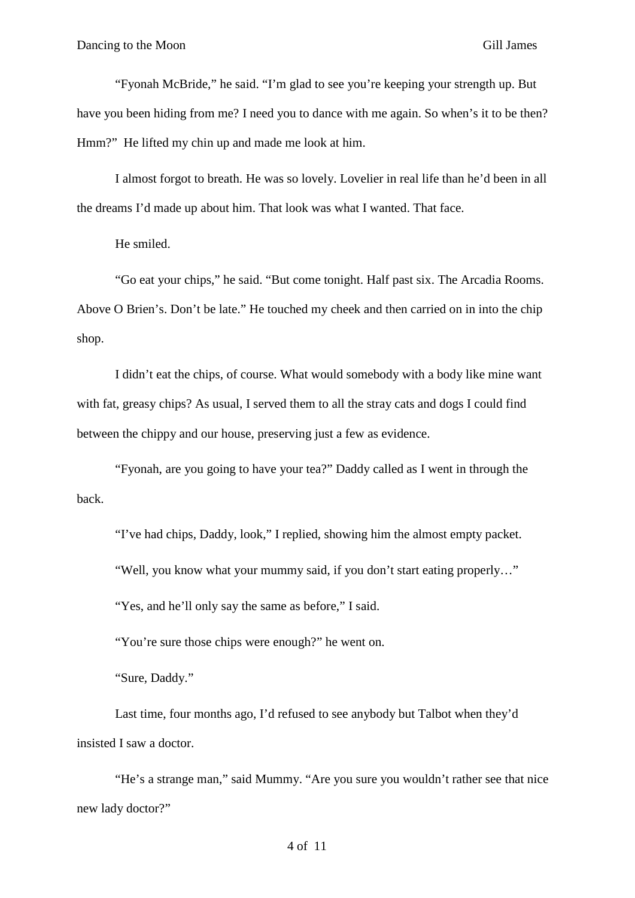"Fyonah McBride," he said. "I'm glad to see you're keeping your strength up. But have you been hiding from me? I need you to dance with me again. So when's it to be then? Hmm?" He lifted my chin up and made me look at him.

I almost forgot to breath. He was so lovely. Lovelier in real life than he'd been in all the dreams I'd made up about him. That look was what I wanted. That face.

He smiled.

"Go eat your chips," he said. "But come tonight. Half past six. The Arcadia Rooms. Above O Brien's. Don't be late." He touched my cheek and then carried on in into the chip shop.

I didn't eat the chips, of course. What would somebody with a body like mine want with fat, greasy chips? As usual, I served them to all the stray cats and dogs I could find between the chippy and our house, preserving just a few as evidence.

"Fyonah, are you going to have your tea?" Daddy called as I went in through the back.

"I've had chips, Daddy, look," I replied, showing him the almost empty packet.

"Well, you know what your mummy said, if you don't start eating properly…"

"Yes, and he'll only say the same as before," I said.

"You're sure those chips were enough?" he went on.

"Sure, Daddy."

Last time, four months ago, I'd refused to see anybody but Talbot when they'd insisted I saw a doctor.

"He's a strange man," said Mummy. "Are you sure you wouldn't rather see that nice new lady doctor?"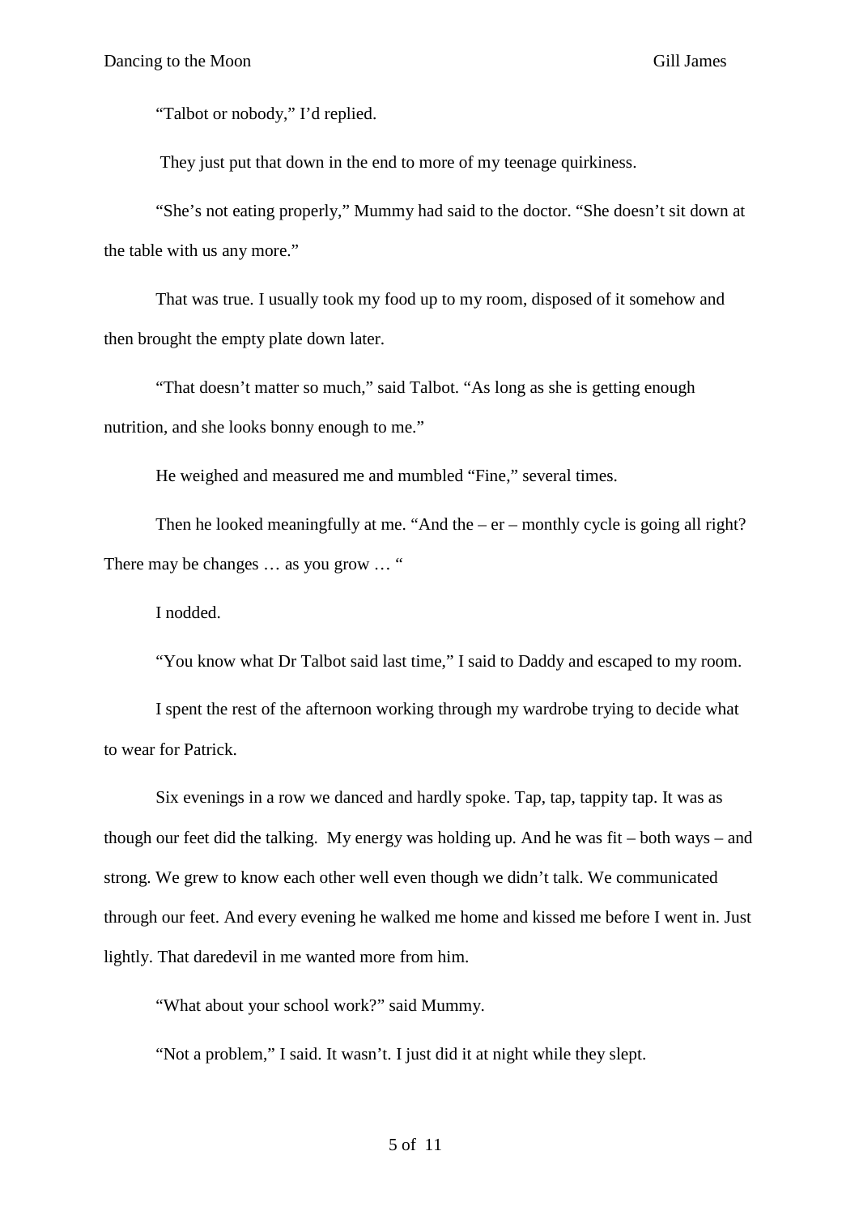"Talbot or nobody," I'd replied.

They just put that down in the end to more of my teenage quirkiness.

"She's not eating properly," Mummy had said to the doctor. "She doesn't sit down at the table with us any more."

That was true. I usually took my food up to my room, disposed of it somehow and then brought the empty plate down later.

"That doesn't matter so much," said Talbot. "As long as she is getting enough nutrition, and she looks bonny enough to me."

He weighed and measured me and mumbled "Fine," several times.

Then he looked meaningfully at me. "And the – er – monthly cycle is going all right? There may be changes … as you grow … "

I nodded.

"You know what Dr Talbot said last time," I said to Daddy and escaped to my room.

I spent the rest of the afternoon working through my wardrobe trying to decide what to wear for Patrick.

Six evenings in a row we danced and hardly spoke. Tap, tap, tappity tap. It was as though our feet did the talking. My energy was holding up. And he was fit – both ways – and strong. We grew to know each other well even though we didn't talk. We communicated through our feet. And every evening he walked me home and kissed me before I went in. Just lightly. That daredevil in me wanted more from him.

"What about your school work?" said Mummy.

"Not a problem," I said. It wasn't. I just did it at night while they slept.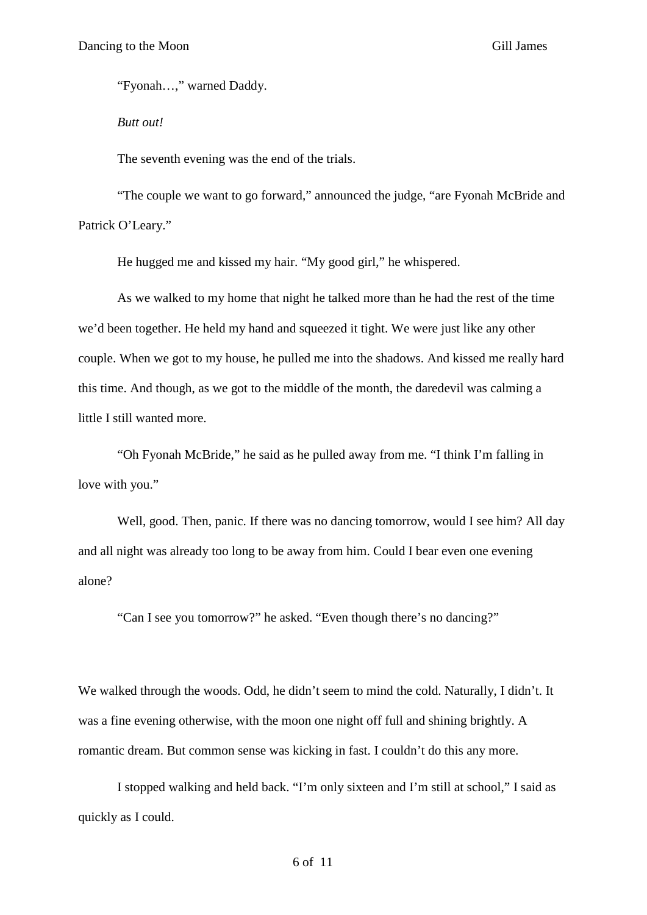"Fyonah…," warned Daddy.

*Butt out!*

The seventh evening was the end of the trials.

"The couple we want to go forward," announced the judge, "are Fyonah McBride and Patrick O'Leary."

He hugged me and kissed my hair. "My good girl," he whispered.

As we walked to my home that night he talked more than he had the rest of the time we'd been together. He held my hand and squeezed it tight. We were just like any other couple. When we got to my house, he pulled me into the shadows. And kissed me really hard this time. And though, as we got to the middle of the month, the daredevil was calming a little I still wanted more.

"Oh Fyonah McBride," he said as he pulled away from me. "I think I'm falling in love with you."

Well, good. Then, panic. If there was no dancing tomorrow, would I see him? All day and all night was already too long to be away from him. Could I bear even one evening alone?

"Can I see you tomorrow?" he asked. "Even though there's no dancing?"

We walked through the woods. Odd, he didn't seem to mind the cold. Naturally, I didn't. It was a fine evening otherwise, with the moon one night off full and shining brightly. A romantic dream. But common sense was kicking in fast. I couldn't do this any more.

I stopped walking and held back. "I'm only sixteen and I'm still at school," I said as quickly as I could.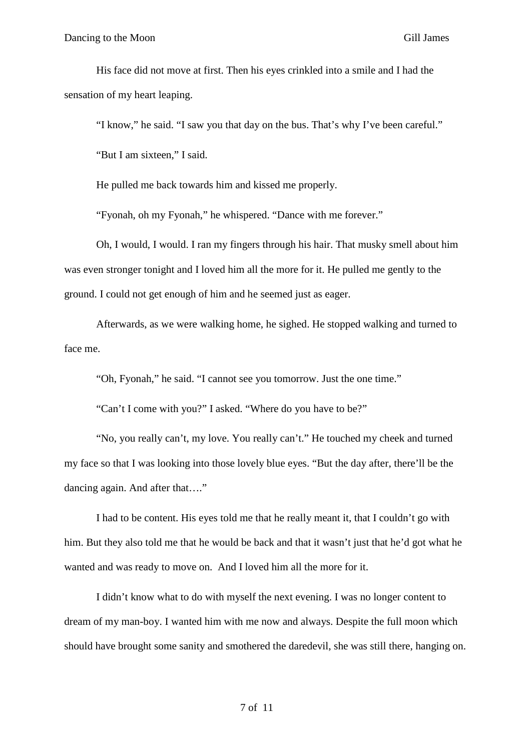His face did not move at first. Then his eyes crinkled into a smile and I had the sensation of my heart leaping.

"I know," he said. "I saw you that day on the bus. That's why I've been careful."

"But I am sixteen," I said.

He pulled me back towards him and kissed me properly.

"Fyonah, oh my Fyonah," he whispered. "Dance with me forever."

Oh, I would, I would. I ran my fingers through his hair. That musky smell about him was even stronger tonight and I loved him all the more for it. He pulled me gently to the ground. I could not get enough of him and he seemed just as eager.

Afterwards, as we were walking home, he sighed. He stopped walking and turned to face me.

"Oh, Fyonah," he said. "I cannot see you tomorrow. Just the one time."

"Can't I come with you?" I asked. "Where do you have to be?"

"No, you really can't, my love. You really can't." He touched my cheek and turned my face so that I was looking into those lovely blue eyes. "But the day after, there'll be the dancing again. And after that…."

I had to be content. His eyes told me that he really meant it, that I couldn't go with him. But they also told me that he would be back and that it wasn't just that he'd got what he wanted and was ready to move on. And I loved him all the more for it.

I didn't know what to do with myself the next evening. I was no longer content to dream of my man-boy. I wanted him with me now and always. Despite the full moon which should have brought some sanity and smothered the daredevil, she was still there, hanging on.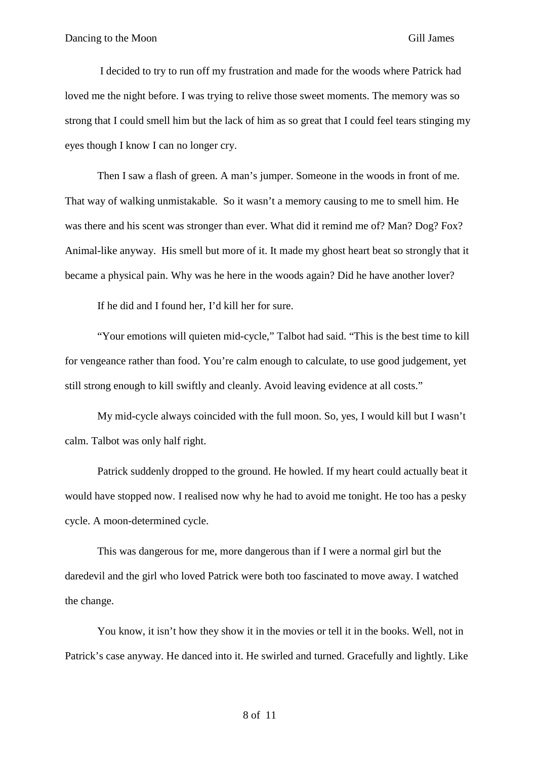I decided to try to run off my frustration and made for the woods where Patrick had loved me the night before. I was trying to relive those sweet moments. The memory was so strong that I could smell him but the lack of him as so great that I could feel tears stinging my eyes though I know I can no longer cry.

Then I saw a flash of green. A man's jumper. Someone in the woods in front of me. That way of walking unmistakable. So it wasn't a memory causing to me to smell him. He was there and his scent was stronger than ever. What did it remind me of? Man? Dog? Fox? Animal-like anyway. His smell but more of it. It made my ghost heart beat so strongly that it became a physical pain. Why was he here in the woods again? Did he have another lover?

If he did and I found her, I'd kill her for sure.

"Your emotions will quieten mid-cycle," Talbot had said. "This is the best time to kill for vengeance rather than food. You're calm enough to calculate, to use good judgement, yet still strong enough to kill swiftly and cleanly. Avoid leaving evidence at all costs."

My mid-cycle always coincided with the full moon. So, yes, I would kill but I wasn't calm. Talbot was only half right.

Patrick suddenly dropped to the ground. He howled. If my heart could actually beat it would have stopped now. I realised now why he had to avoid me tonight. He too has a pesky cycle. A moon-determined cycle.

This was dangerous for me, more dangerous than if I were a normal girl but the daredevil and the girl who loved Patrick were both too fascinated to move away. I watched the change.

You know, it isn't how they show it in the movies or tell it in the books. Well, not in Patrick's case anyway. He danced into it. He swirled and turned. Gracefully and lightly. Like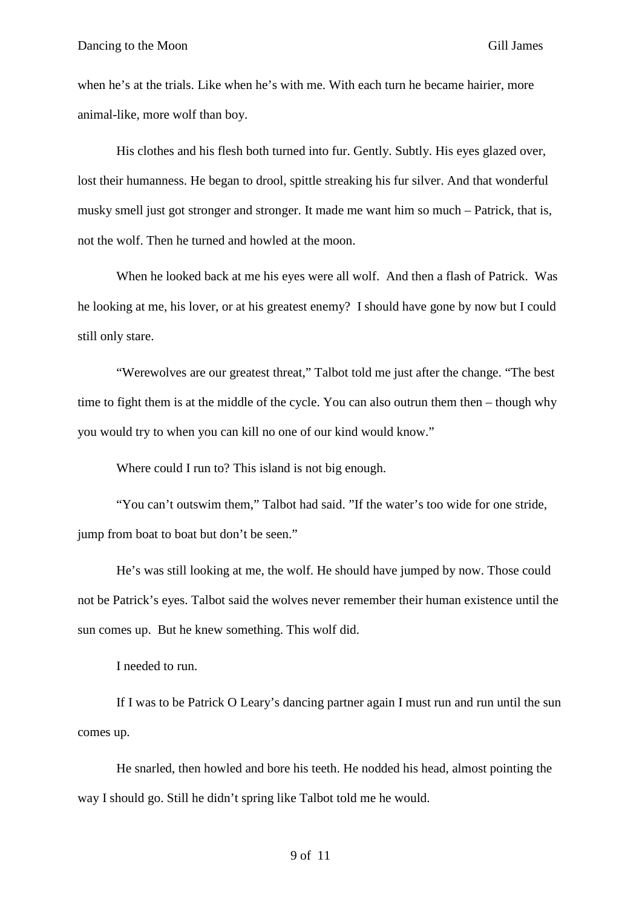when he's at the trials. Like when he's with me. With each turn he became hairier, more animal-like, more wolf than boy.

His clothes and his flesh both turned into fur. Gently. Subtly. His eyes glazed over, lost their humanness. He began to drool, spittle streaking his fur silver. And that wonderful musky smell just got stronger and stronger. It made me want him so much – Patrick, that is, not the wolf. Then he turned and howled at the moon.

When he looked back at me his eyes were all wolf. And then a flash of Patrick. Was he looking at me, his lover, or at his greatest enemy? I should have gone by now but I could still only stare.

"Werewolves are our greatest threat," Talbot told me just after the change. "The best time to fight them is at the middle of the cycle. You can also outrun them then – though why you would try to when you can kill no one of our kind would know."

Where could I run to? This island is not big enough.

"You can't outswim them," Talbot had said. "If the water's too wide for one stride, jump from boat to boat but don't be seen."

He's was still looking at me, the wolf. He should have jumped by now. Those could not be Patrick's eyes. Talbot said the wolves never remember their human existence until the sun comes up. But he knew something. This wolf did.

I needed to run.

If I was to be Patrick O Leary's dancing partner again I must run and run until the sun comes up.

He snarled, then howled and bore his teeth. He nodded his head, almost pointing the way I should go. Still he didn't spring like Talbot told me he would.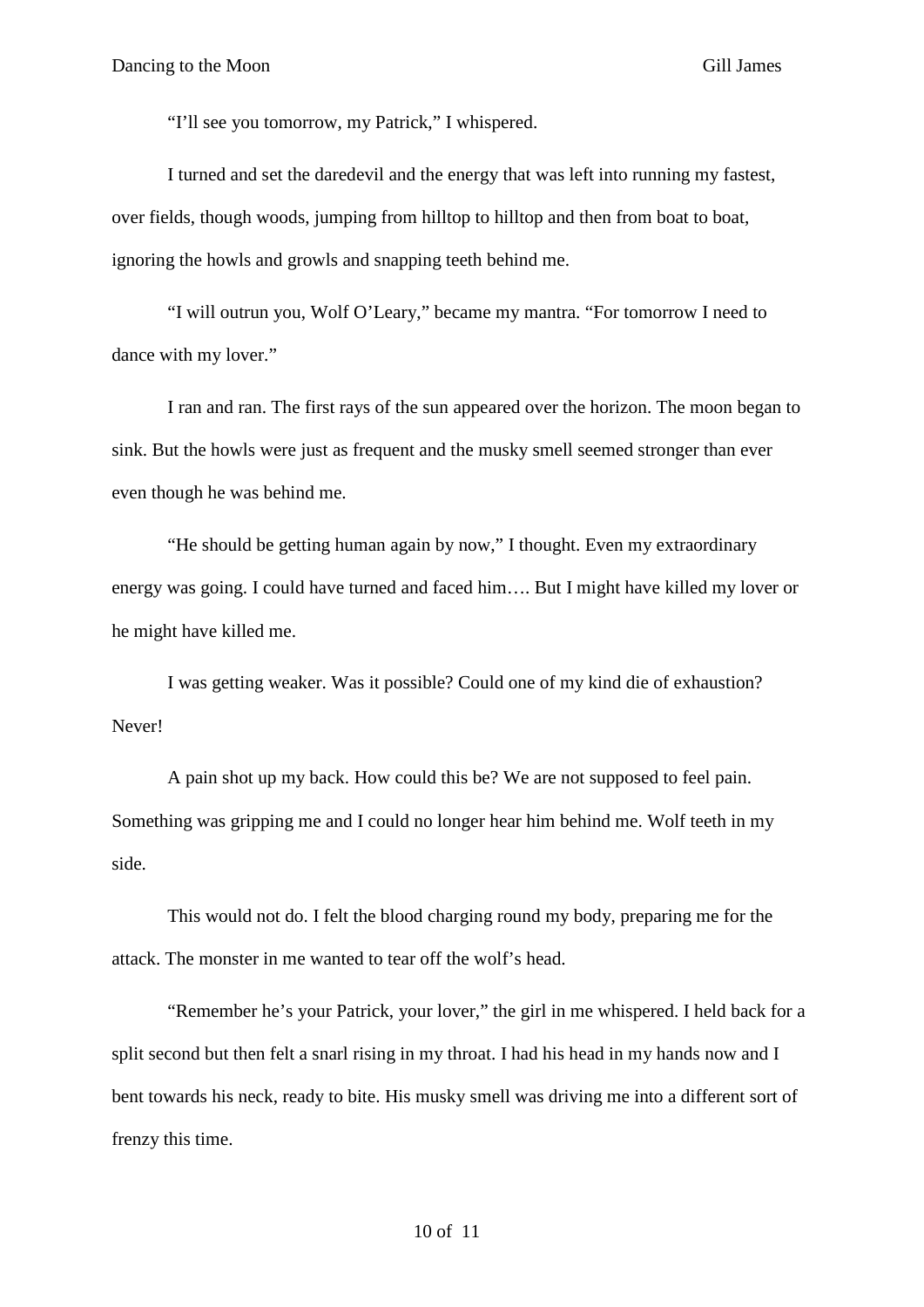"I'll see you tomorrow, my Patrick," I whispered.

I turned and set the daredevil and the energy that was left into running my fastest, over fields, though woods, jumping from hilltop to hilltop and then from boat to boat, ignoring the howls and growls and snapping teeth behind me.

"I will outrun you, Wolf O'Leary," became my mantra. "For tomorrow I need to dance with my lover."

I ran and ran. The first rays of the sun appeared over the horizon. The moon began to sink. But the howls were just as frequent and the musky smell seemed stronger than ever even though he was behind me.

"He should be getting human again by now," I thought. Even my extraordinary energy was going. I could have turned and faced him…. But I might have killed my lover or he might have killed me.

I was getting weaker. Was it possible? Could one of my kind die of exhaustion? Never!

A pain shot up my back. How could this be? We are not supposed to feel pain. Something was gripping me and I could no longer hear him behind me. Wolf teeth in my side.

This would not do. I felt the blood charging round my body, preparing me for the attack. The monster in me wanted to tear off the wolf's head.

"Remember he's your Patrick, your lover," the girl in me whispered. I held back for a split second but then felt a snarl rising in my throat. I had his head in my hands now and I bent towards his neck, ready to bite. His musky smell was driving me into a different sort of frenzy this time.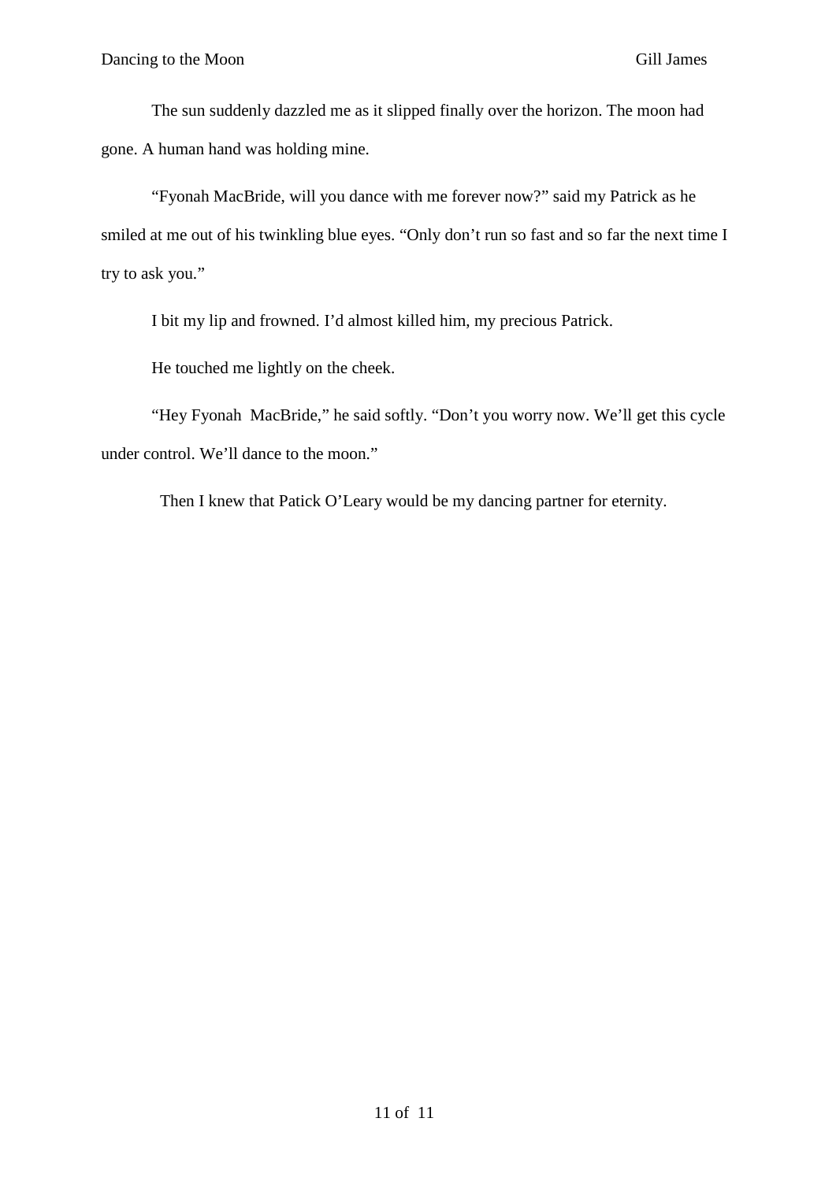The sun suddenly dazzled me as it slipped finally over the horizon. The moon had gone. A human hand was holding mine.

"Fyonah MacBride, will you dance with me forever now?" said my Patrick as he smiled at me out of his twinkling blue eyes. "Only don't run so fast and so far the next time I try to ask you."

I bit my lip and frowned. I'd almost killed him, my precious Patrick.

He touched me lightly on the cheek.

"Hey Fyonah MacBride," he said softly. "Don't you worry now. We'll get this cycle under control. We'll dance to the moon."

Then I knew that Patick O'Leary would be my dancing partner for eternity.